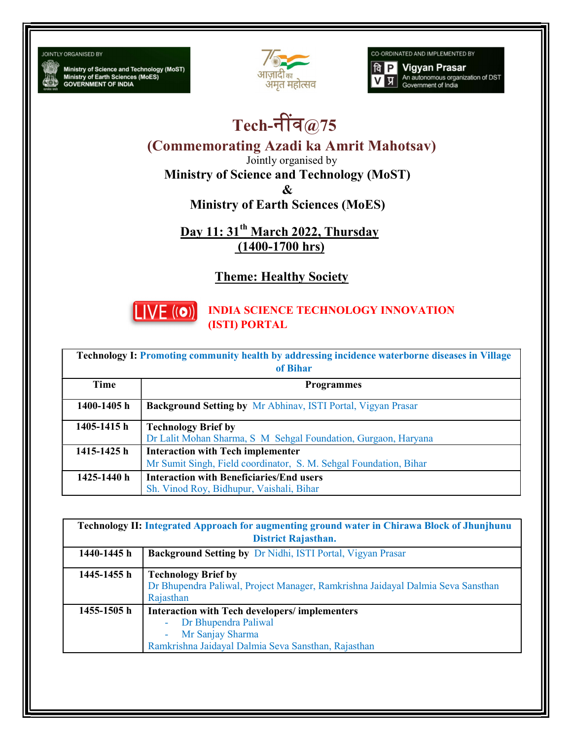JOINTLY ORGANISED BY

Ministry of Science and Technology (MoST)
Ministry of Earth Sciences (MoES)
GOVERNMENT OF INDIA

आज़ादी का अमृत महोत्सव

CO-ORDINATED AND IMPLEMENTED BY

Vigyan Prasar
An autonomous organization of DST
Government of India

# Tech-नींव@75

## (Commemorating Azadi ka Amrit Mahotsav)

Jointly organised by

**Ministry of Science and Technology (MoST)**

**&**

**Ministry of Earth Sciences (MoES)**

**Day 11: 31th March 2022, Thursday**

**(1400-1700 hrs)**

**Theme: Healthy Society**

LIVE

**INDIA SCIENCE TECHNOLOGY INNOVATION (ISTI) PORTAL**

| **Technology I: Promoting community health by addressing incidence waterborne diseases in Village of Bihar** | |
|---|---|
| **Time** | **Programmes** |
| **1400-1405 h** | **Background Setting by** Mr Abhinav, ISTI Portal, Vigyan Prasar |
| **1405-1415 h** | **Technology Brief by**<br>Dr Lalit Mohan Sharma, S M Sehgal Foundation, Gurgaon, Haryana |
| **1415-1425 h** | **Interaction with Tech implementer**<br>Mr Sumit Singh, Field coordinator, S. M. Sehgal Foundation, Bihar |
| **1425-1440 h** | **Interaction with Beneficiaries/End users**<br>Sh. Vinod Roy, Bidhupur, Vaishali, Bihar |

| **Technology II: Integrated Approach for augmenting ground water in Chirawa Block of Jhunjhunu District Rajasthan.** | |
|---|---|
| **1440-1445 h** | **Background Setting by** Dr Nidhi, ISTI Portal, Vigyan Prasar |
| **1445-1455 h** | **Technology Brief by**<br>Dr Bhupendra Paliwal, Project Manager, Ramkrishna Jaidayal Dalmia Seva Sansthan Rajasthan |
| **1455-1505 h** | **Interaction with Tech developers/ implementers**<br>- Dr Bhupendra Paliwal<br>- Mr Sanjay Sharma<br>Ramkrishna Jaidayal Dalmia Seva Sansthan, Rajasthan |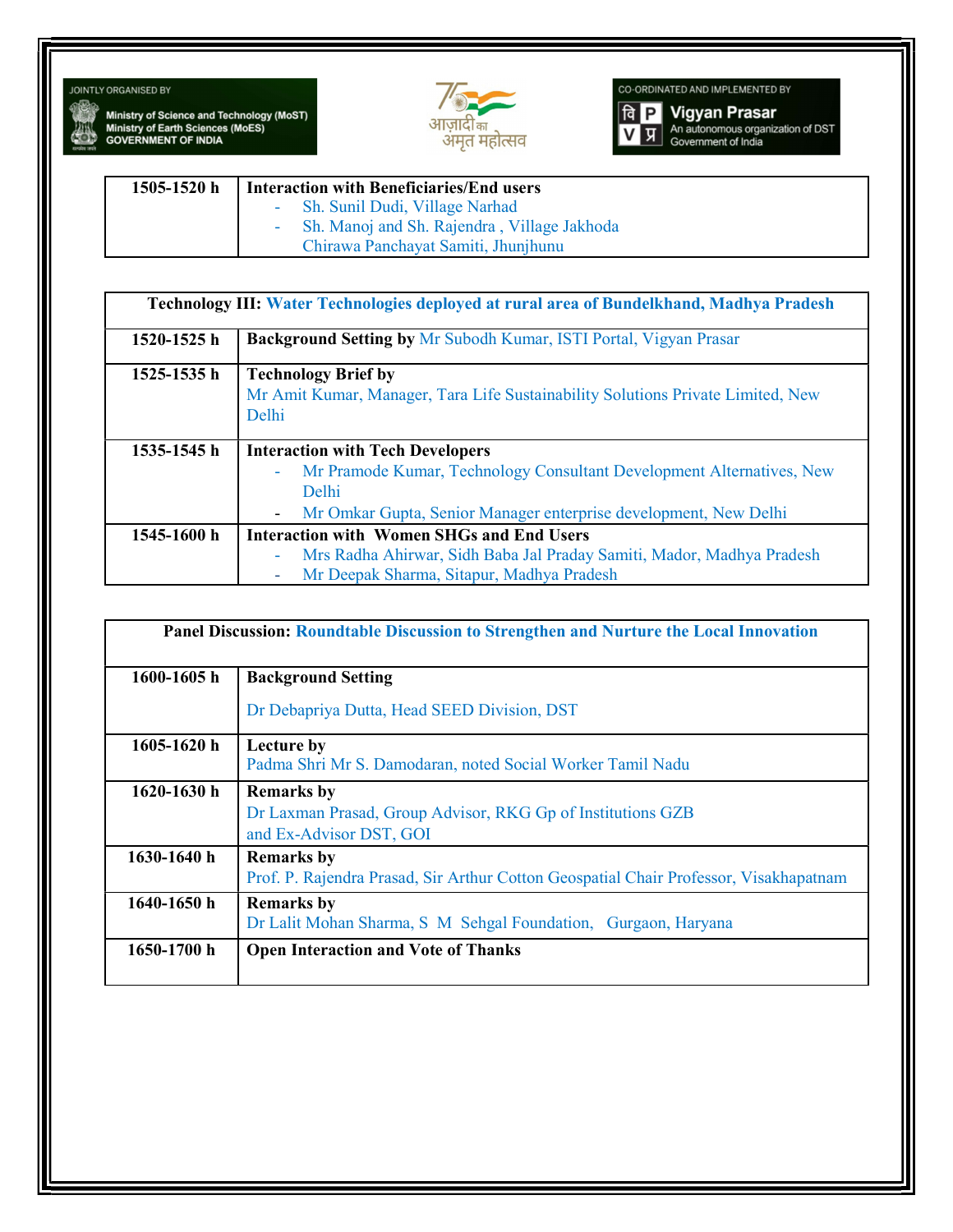JOINTLY ORGANISED BY
Ministry of Science and Technology (MoST)
Ministry of Earth Sciences (MoES)
GOVERNMENT OF INDIA

आज़ादी का अमृत महोत्सव

CO-ORDINATED AND IMPLEMENTED BY
Vigyan Prasar
An autonomous organization of DST
Government of India

| | |
|---|---|
| 1505-1520 h | **Interaction with Beneficiaries/End users**<br>- Sh. Sunil Dudi, Village Narhad<br>- Sh. Manoj and Sh. Rajendra , Village Jakhoda Chirawa Panchayat Samiti, Jhunjhunu |

| **Technology III: Water Technologies deployed at rural area of Bundelkhand, Madhya Pradesh** | |
|---|---|
| 1520-1525 h | **Background Setting by** Mr Subodh Kumar, ISTI Portal, Vigyan Prasar |
| 1525-1535 h | **Technology Brief by**<br>Mr Amit Kumar, Manager, Tara Life Sustainability Solutions Private Limited, New Delhi |
| 1535-1545 h | **Interaction with Tech Developers**<br>- Mr Pramode Kumar, Technology Consultant Development Alternatives, New Delhi<br>- Mr Omkar Gupta, Senior Manager enterprise development, New Delhi |
| 1545-1600 h | **Interaction with Women SHGs and End Users**<br>- Mrs Radha Ahirwar, Sidh Baba Jal Praday Samiti, Mador, Madhya Pradesh<br>- Mr Deepak Sharma, Sitapur, Madhya Pradesh |

| **Panel Discussion: Roundtable Discussion to Strengthen and Nurture the Local Innovation** | |
|---|---|
| 1600-1605 h | **Background Setting**<br>Dr Debapriya Dutta, Head SEED Division, DST |
| 1605-1620 h | **Lecture by**<br>Padma Shri Mr S. Damodaran, noted Social Worker Tamil Nadu |
| 1620-1630 h | **Remarks by**<br>Dr Laxman Prasad, Group Advisor, RKG Gp of Institutions GZB and Ex-Advisor DST, GOI |
| 1630-1640 h | **Remarks by**<br>Prof. P. Rajendra Prasad, Sir Arthur Cotton Geospatial Chair Professor, Visakhapatnam |
| 1640-1650 h | **Remarks by**<br>Dr Lalit Mohan Sharma, S M Sehgal Foundation, Gurgaon, Haryana |
| 1650-1700 h | **Open Interaction and Vote of Thanks** |